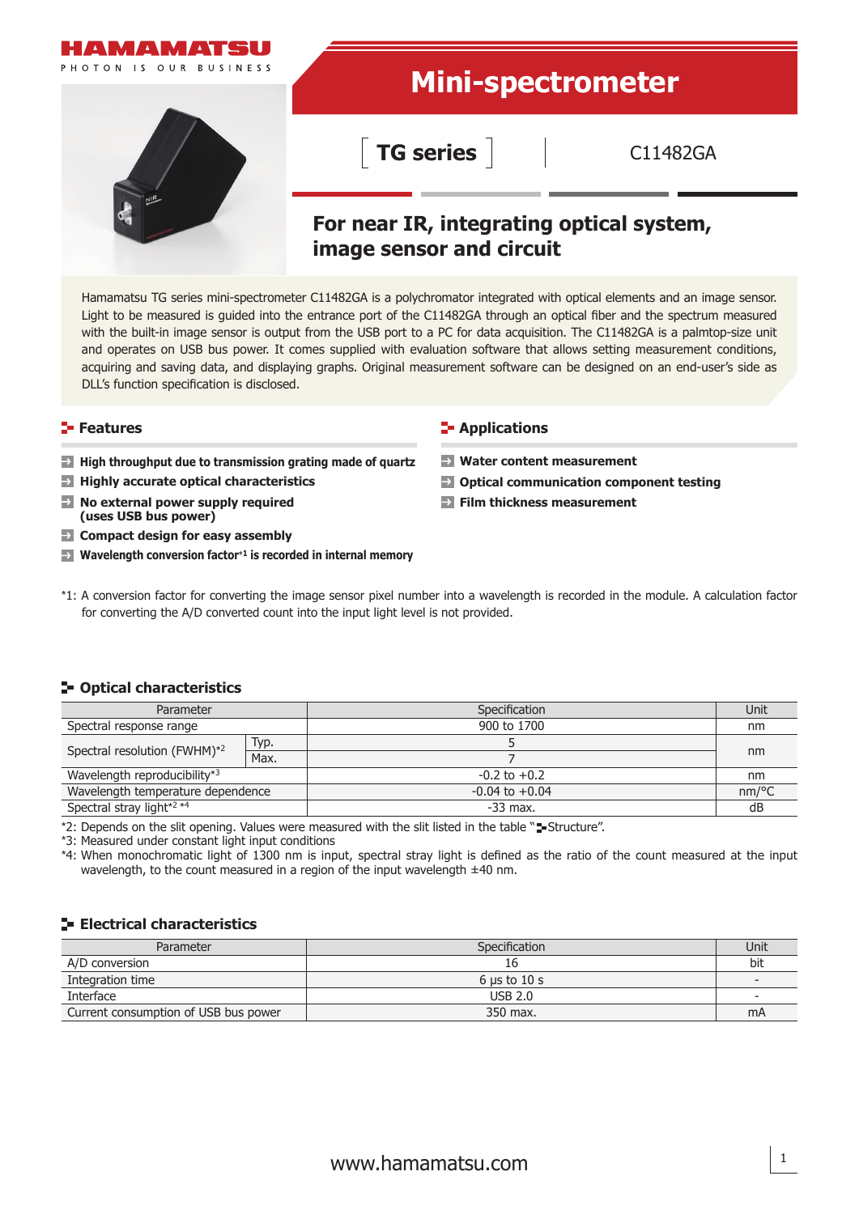HAMAMATSU

PHOTON IS OUR BUSINESS

# Mini-spectrometer

**TG series** C11482GA

## For near IR, integrating optical system, image sensor and circuit

Hamamatsu TG series mini-spectrometer C11482GA is a polychromator integrated with optical elements and an image sensor. Light to be measured is guided into the entrance port of the C11482GA through an optical fiber and the spectrum measured with the built-in image sensor is output from the USB port to a PC for data acquisition. The C11482GA is a palmtop-size unit and operates on USB bus power. It comes supplied with evaluation software that allows setting measurement conditions, acquiring and saving data, and displaying graphs. Original measurement software can be designed on an end-user's side as DLL's function specification is disclosed.

### Features

- **High throughput due to transmission grating made of quartz**
- **Highly accurate optical characteristics**
- **No external power supply required (uses USB bus power)**
- **Compact design for easy assembly**
- **Wavelength conversion factor*1 is recorded in internal memory**

### Applications

- **Water content measurement**
- **Optical communication component testing**
- **Film thickness measurement**

*1: A conversion factor for converting the image sensor pixel number into a wavelength is recorded in the module. A calculation factor for converting the A/D converted count into the input light level is not provided.

### Optical characteristics

| Parameter | | Specification | Unit |
|---|---|---|---|
| Spectral response range | | 900 to 1700 | nm |
| Spectral resolution (FWHM)*2 | Typ. | 5 | nm |
| | Max. | 7 | |
| Wavelength reproducibility*3 | | -0.2 to +0.2 | nm |
| Wavelength temperature dependence | | -0.04 to +0.04 | nm/°C |
| Spectral stray light*2 *4 | | -33 max. | dB |

*2: Depends on the slit opening. Values were measured with the slit listed in the table "Structure".
*3: Measured under constant light input conditions
*4: When monochromatic light of 1300 nm is input, spectral stray light is defined as the ratio of the count measured at the input wavelength, to the count measured in a region of the input wavelength ±40 nm.

### Electrical characteristics

| Parameter | Specification | Unit |
|---|---|---|
| A/D conversion | 16 | bit |
| Integration time | 6 μs to 10 s | - |
| Interface | USB 2.0 | - |
| Current consumption of USB bus power | 350 max. | mA |

www.hamamatsu.com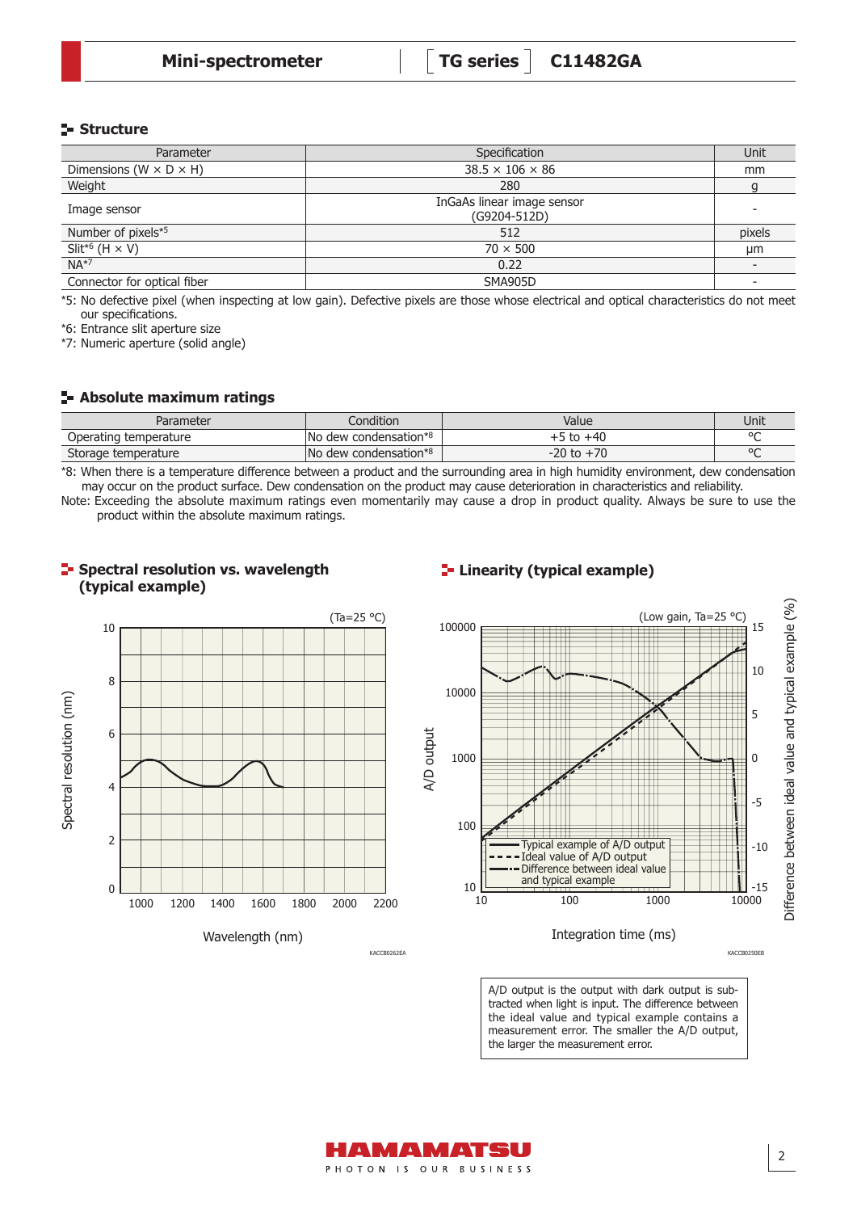## Structure

| Parameter | Specification | Unit |
|---|---|---|
| Dimensions (W × D × H) | 38.5 × 106 × 86 | mm |
| Weight | 280 | g |
| Image sensor | InGaAs linear image sensor (G9204-512D) | - |
| Number of pixels*5 | 512 | pixels |
| Slit*6 (H × V) | 70 × 500 | μm |
| NA*7 | 0.22 | - |
| Connector for optical fiber | SMA905D | - |

*5: No defective pixel (when inspecting at low gain). Defective pixels are those whose electrical and optical characteristics do not meet our specifications.
*6: Entrance slit aperture size
*7: Numeric aperture (solid angle)

## Absolute maximum ratings

| Parameter | Condition | Value | Unit |
|---|---|---|---|
| Operating temperature | No dew condensation*8 | +5 to +40 | °C |
| Storage temperature | No dew condensation*8 | -20 to +70 | °C |

*8: When there is a temperature difference between a product and the surrounding area in high humidity environment, dew condensation may occur on the product surface. Dew condensation on the product may cause deterioration in characteristics and reliability.
Note: Exceeding the absolute maximum ratings even momentarily may cause a drop in product quality. Always be sure to use the product within the absolute maximum ratings.

## Spectral resolution vs. wavelength (typical example)

(Ta=25 °C)

Spectral resolution (nm) vs. Wavelength (nm)

KACCB0262EA

## Linearity (typical example)

(Low gain, Ta=25 °C)

A/D output vs. Integration time (ms); Difference between ideal value and typical example (%)

- Typical example of A/D output
- Ideal value of A/D output
- Difference between ideal value and typical example

KACCB0250EB

A/D output is the output with dark output is subtracted when light is input. The difference between the ideal value and typical example contains a measurement error. The smaller the A/D output, the larger the measurement error.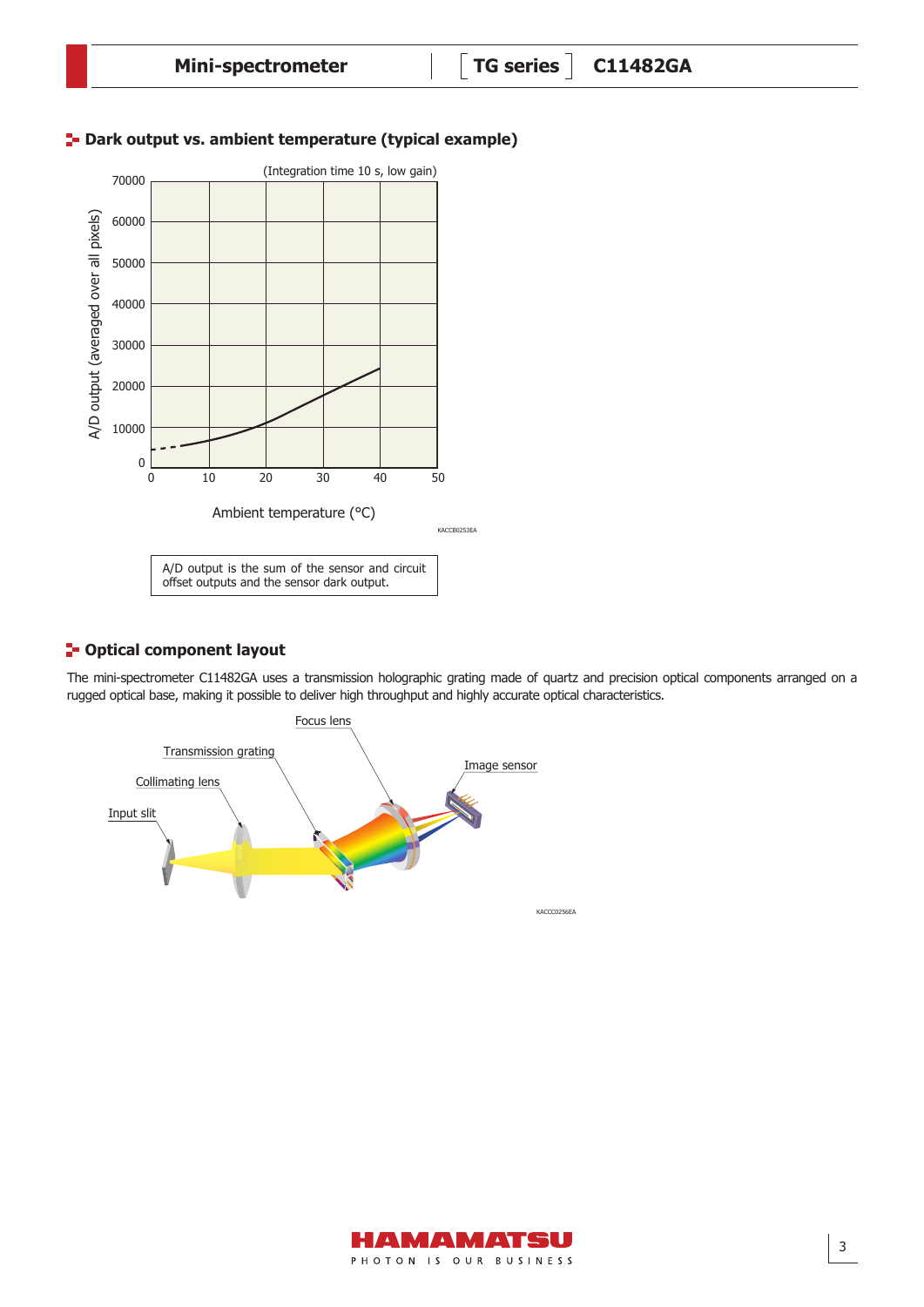## Dark output vs. ambient temperature (typical example)

(Integration time 10 s, low gain)

A/D output is the sum of the sensor and circuit offset outputs and the sensor dark output.

## Optical component layout

The mini-spectrometer C11482GA uses a transmission holographic grating made of quartz and precision optical components arranged on a rugged optical base, making it possible to deliver high throughput and highly accurate optical characteristics.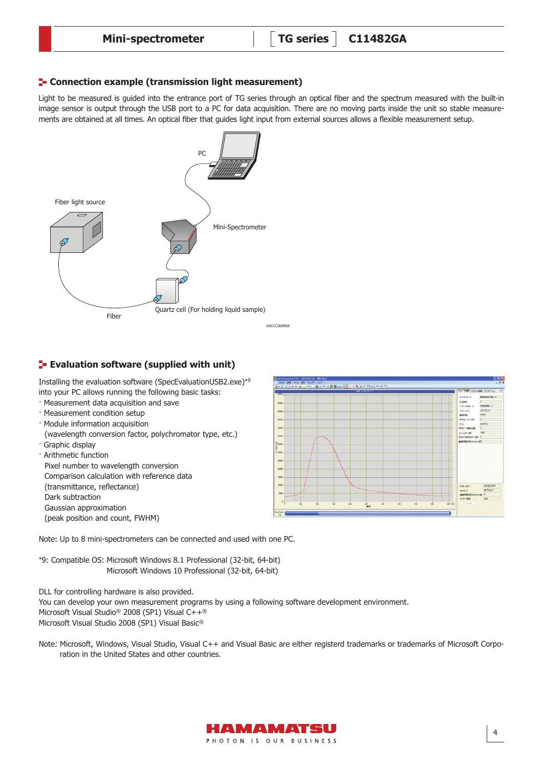## Connection example (transmission light measurement)

Light to be measured is guided into the entrance port of TG series through an optical fiber and the spectrum measured with the built-in image sensor is output through the USB port to a PC for data acquisition. There are no moving parts inside the unit so stable measurements are obtained at all times. An optical fiber that guides light input from external sources allows a flexible measurement setup.

PC

Fiber light source

Mini-Spectrometer

Fiber

Quartz cell (For holding liquid sample)

KACCC0689EB

## Evaluation software (supplied with unit)

Installing the evaluation software (SpecEvaluationUSB2.exe)*9 into your PC allows running the following basic tasks:

- Measurement data acquisition and save
- Measurement condition setup
- Module information acquisition
  (wavelength conversion factor, polychromator type, etc.)
- Graphic display
- Arithmetic function
  Pixel number to wavelength conversion
  Comparison calculation with reference data
  (transmittance, reflectance)
  Dark subtraction
  Gaussian approximation
  (peak position and count, FWHM)

Note: Up to 8 mini-spectrometers can be connected and used with one PC.

*9: Compatible OS: Microsoft Windows 8.1 Professional (32-bit, 64-bit)
Microsoft Windows 10 Professional (32-bit, 64-bit)

DLL for controlling hardware is also provided.
You can develop your own measurement programs by using a following software development environment.
Microsoft Visual Studio® 2008 (SP1) Visual C++®
Microsoft Visual Studio 2008 (SP1) Visual Basic®

Note: Microsoft, Windows, Visual Studio, Visual C++ and Visual Basic are either registerd trademarks or trademarks of Microsoft Corporation in the United States and other countries.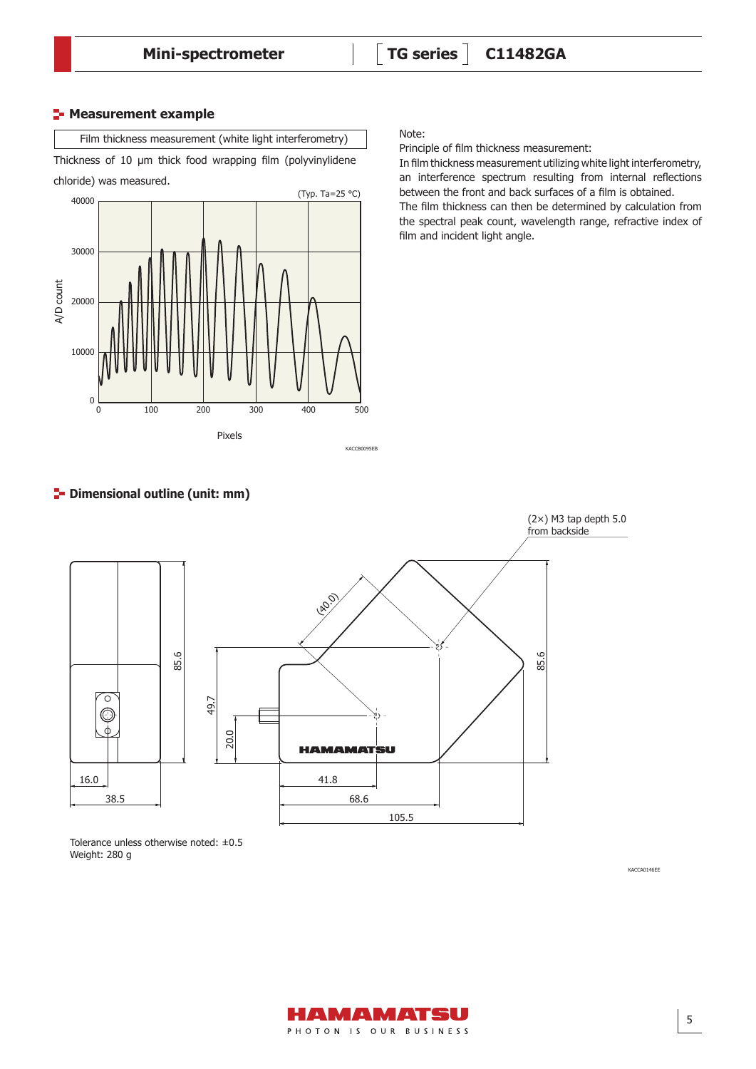## Measurement example

Film thickness measurement (white light interferometry)

Thickness of 10 µm thick food wrapping film (polyvinylidene chloride) was measured.

(Typ. Ta=25 °C)

A/D count

Pixels

KACCB0095EB

Note:
Principle of film thickness measurement:
In film thickness measurement utilizing white light interferometry, an interference spectrum resulting from internal reflections between the front and back surfaces of a film is obtained.
The film thickness can then be determined by calculation from the spectral peak count, wavelength range, refractive index of film and incident light angle.

## Dimensional outline (unit: mm)

(2×) M3 tap depth 5.0 from backside

HAMAMATSU

Tolerance unless otherwise noted: ±0.5
Weight: 280 g

KACCA0146EE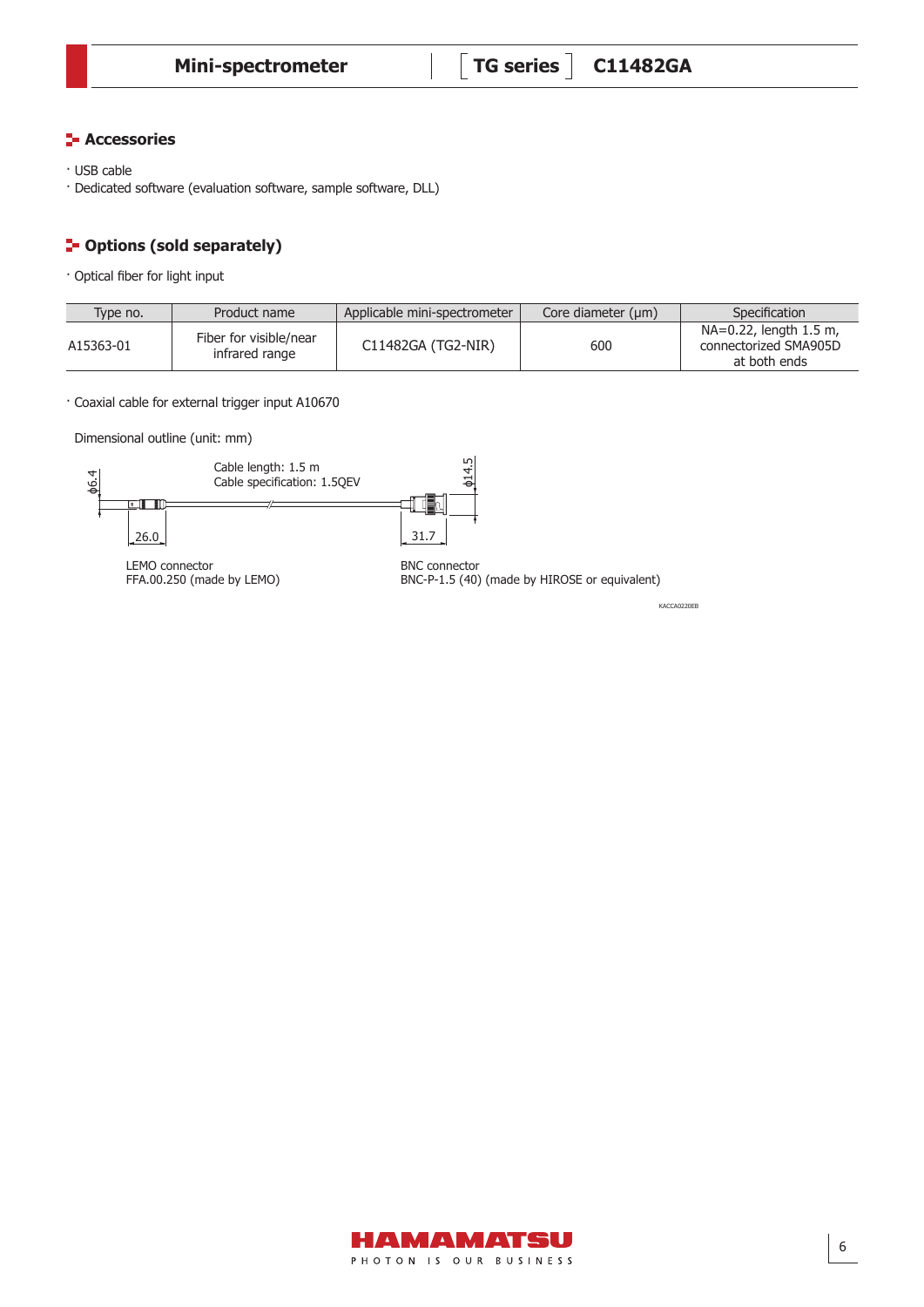## Accessories

- USB cable
- Dedicated software (evaluation software, sample software, DLL)

## Options (sold separately)

- Optical fiber for light input

| Type no. | Product name | Applicable mini-spectrometer | Core diameter (μm) | Specification |
|---|---|---|---|---|
| A15363-01 | Fiber for visible/near infrared range | C11482GA (TG2-NIR) | 600 | NA=0.22, length 1.5 m, connectorized SMA905D at both ends |

- Coaxial cable for external trigger input A10670

Dimensional outline (unit: mm)

Cable length: 1.5 m
Cable specification: 1.5QEV

ϕ6.4 &nbsp; 26.0 &nbsp; ϕ14.5 &nbsp; 31.7

LEMO connector
FFA.00.250 (made by LEMO)

BNC connector
BNC-P-1.5 (40) (made by HIROSE or equivalent)

KACCA0220EB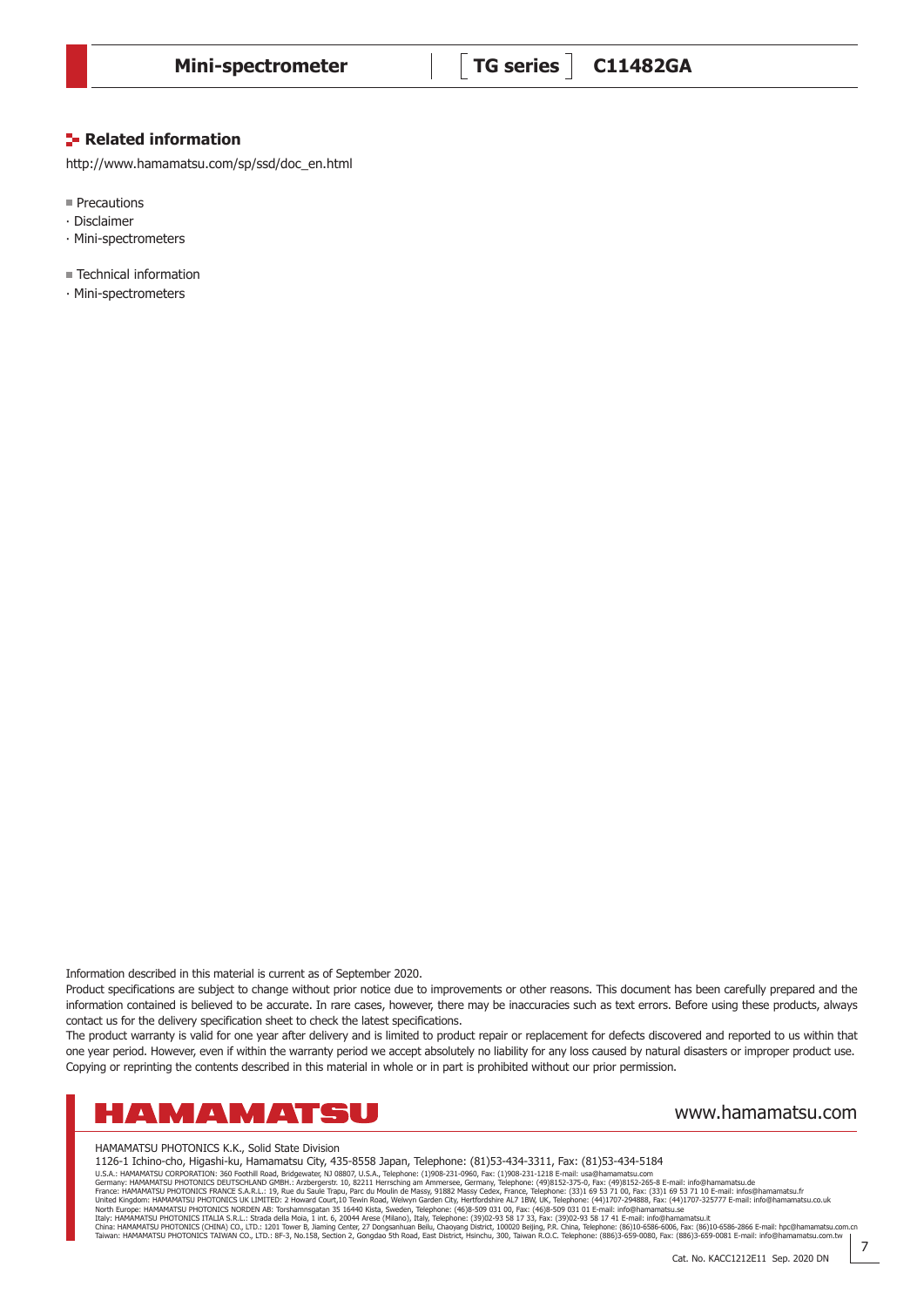## Related information

http://www.hamamatsu.com/sp/ssd/doc_en.html

- Precautions
- · Disclaimer
- · Mini-spectrometers

- Technical information
- · Mini-spectrometers

Information described in this material is current as of September 2020.

Product specifications are subject to change without prior notice due to improvements or other reasons. This document has been carefully prepared and the information contained is believed to be accurate. In rare cases, however, there may be inaccuracies such as text errors. Before using these products, always contact us for the delivery specification sheet to check the latest specifications.

The product warranty is valid for one year after delivery and is limited to product repair or replacement for defects discovered and reported to us within that one year period. However, even if within the warranty period we accept absolutely no liability for any loss caused by natural disasters or improper product use.

Copying or reprinting the contents described in this material in whole or in part is prohibited without our prior permission.

**HAMAMATSU**

www.hamamatsu.com

HAMAMATSU PHOTONICS K.K., Solid State Division

1126-1 Ichino-cho, Higashi-ku, Hamamatsu City, 435-8558 Japan, Telephone: (81)53-434-3311, Fax: (81)53-434-5184

U.S.A.: HAMAMATSU CORPORATION: 360 Foothill Road, Bridgewater, NJ 08807, U.S.A., Telephone: (1)908-231-0960, Fax: (1)908-231-1218 E-mail: usa@hamamatsu.com
Germany: HAMAMATSU PHOTONICS DEUTSCHLAND GMBH.: Arzbergerstr. 10, 82211 Herrsching am Ammersee, Germany, Telephone: (49)8152-375-0, Fax: (49)8152-265-8 E-mail: info@hamamatsu.de
France: HAMAMATSU PHOTONICS FRANCE S.A.R.L.: 19, Rue du Saule Trapu, Parc du Moulin de Massy, 91882 Massy Cedex, France, Telephone: (33)1 69 53 71 00, Fax: (33)1 69 53 71 10 E-mail: infos@hamamatsu.fr
United Kingdom: HAMAMATSU PHOTONICS UK LIMITED: 2 Howard Court,10 Tewin Road, Welwyn Garden City, Hertfordshire AL7 1BW, UK, Telephone: (44)1707-294888, Fax: (44)1707-325777 E-mail: info@hamamatsu.co.uk
North Europe: HAMAMATSU PHOTONICS NORDEN AB: Torshamnsgatan 35 16440 Kista, Sweden, Telephone: (46)8-509 031 00, Fax: (46)8-509 031 01 E-mail: info@hamamatsu.se
Italy: HAMAMATSU PHOTONICS ITALIA S.R.L.: Strada della Moia, 1 int. 6, 20044 Arese (Milano), Italy, Telephone: (39)02-93 58 17 33, Fax: (39)02-93 58 17 41 E-mail: info@hamamatsu.it
China: HAMAMATSU PHOTONICS (CHINA) CO., LTD.: 1201 Tower B, Jiaming Center, 27 Dongsanhuan Beilu, Chaoyang District, 100020 Beijing, P.R. China, Telephone: (86)10-6586-6006, Fax: (86)10-6586-2866 E-mail: hpc@hamamatsu.com.cn
Taiwan: HAMAMATSU PHOTONICS TAIWAN CO., LTD.: 8F-3, No.158, Section 2, Gongdao 5th Road, East District, Hsinchu, 300, Taiwan R.O.C. Telephone: (886)3-659-0080, Fax: (886)3-659-0081 E-mail: info@hamamatsu.com.tw

Cat. No. KACC1212E11 Sep. 2020 DN